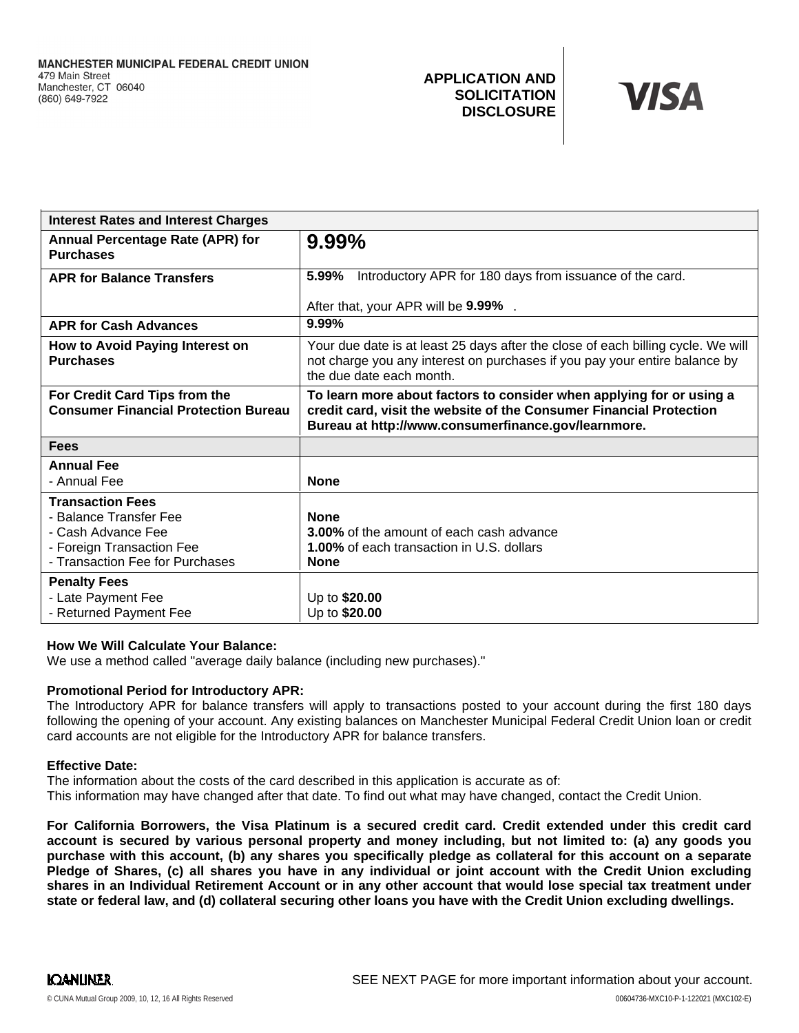**MANCHESTER MUNICIPAL FEDERAL CREDIT UNION**
479 Main Street
Manchester, CT 06040
(860) 649-7922

**APPLICATION AND SOLICITATION DISCLOSURE**

**VISA**

| **Interest Rates and Interest Charges** | |
|---|---|
| **Annual Percentage Rate (APR) for Purchases** | **9.99%** |
| **APR for Balance Transfers** | **5.99%** Introductory APR for 180 days from issuance of the card.<br><br>After that, your APR will be **9.99%** . |
| **APR for Cash Advances** | **9.99%** |
| **How to Avoid Paying Interest on Purchases** | Your due date is at least 25 days after the close of each billing cycle. We will not charge you any interest on purchases if you pay your entire balance by the due date each month. |
| **For Credit Card Tips from the Consumer Financial Protection Bureau** | **To learn more about factors to consider when applying for or using a credit card, visit the website of the Consumer Financial Protection Bureau at http://www.consumerfinance.gov/learnmore.** |
| **Fees** | |
| **Annual Fee**<br>- Annual Fee | <br>**None** |
| **Transaction Fees**<br>- Balance Transfer Fee<br>- Cash Advance Fee<br>- Foreign Transaction Fee<br>- Transaction Fee for Purchases | <br>**None**<br>**3.00%** of the amount of each cash advance<br>**1.00%** of each transaction in U.S. dollars<br>**None** |
| **Penalty Fees**<br>- Late Payment Fee<br>- Returned Payment Fee | <br>Up to **$20.00**<br>Up to **$20.00** |

**How We Will Calculate Your Balance:**
We use a method called "average daily balance (including new purchases)."

**Promotional Period for Introductory APR:**
The Introductory APR for balance transfers will apply to transactions posted to your account during the first 180 days following the opening of your account. Any existing balances on Manchester Municipal Federal Credit Union loan or credit card accounts are not eligible for the Introductory APR for balance transfers.

**Effective Date:**
The information about the costs of the card described in this application is accurate as of:
This information may have changed after that date. To find out what may have changed, contact the Credit Union.

**For California Borrowers, the Visa Platinum is a secured credit card. Credit extended under this credit card account is secured by various personal property and money including, but not limited to: (a) any goods you purchase with this account, (b) any shares you specifically pledge as collateral for this account on a separate Pledge of Shares, (c) all shares you have in any individual or joint account with the Credit Union excluding shares in an Individual Retirement Account or in any other account that would lose special tax treatment under state or federal law, and (d) collateral securing other loans you have with the Credit Union excluding dwellings.**

SEE NEXT PAGE for more important information about your account.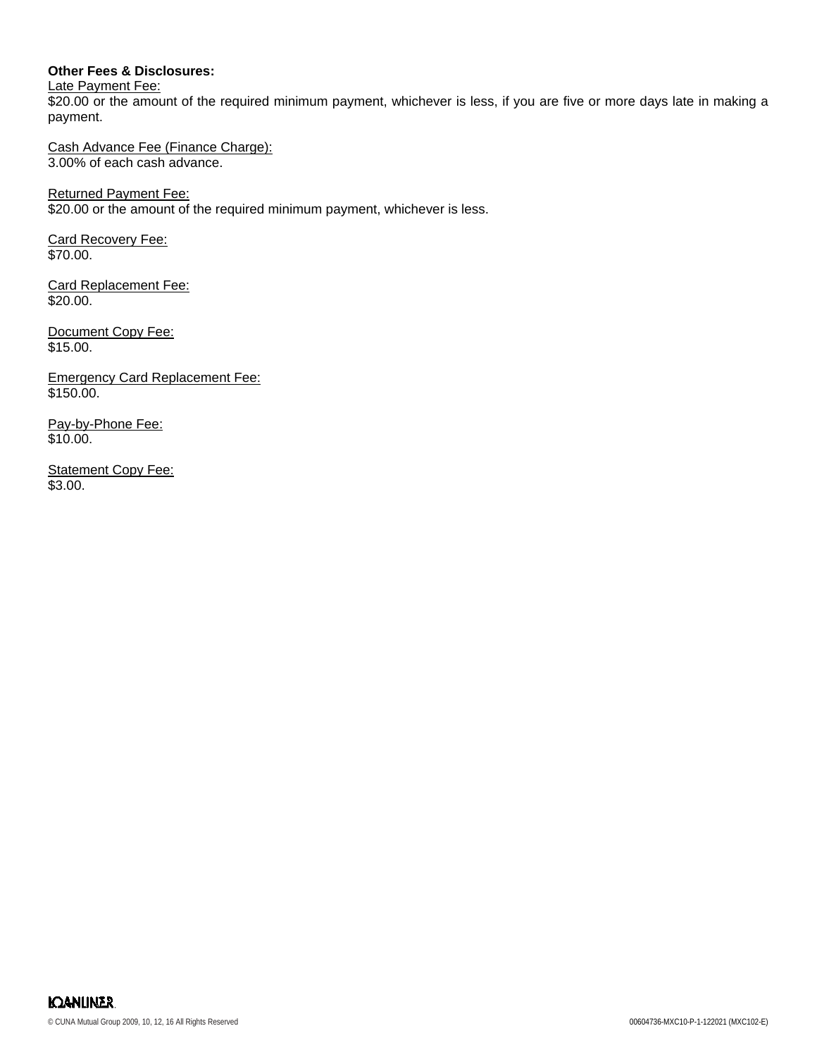**Other Fees & Disclosures:**

Late Payment Fee:
$20.00 or the amount of the required minimum payment, whichever is less, if you are five or more days late in making a payment.

Cash Advance Fee (Finance Charge):
3.00% of each cash advance.

Returned Payment Fee:
$20.00 or the amount of the required minimum payment, whichever is less.

Card Recovery Fee:
$70.00.

Card Replacement Fee:
$20.00.

Document Copy Fee:
$15.00.

Emergency Card Replacement Fee:
$150.00.

Pay-by-Phone Fee:
$10.00.

Statement Copy Fee:
$3.00.